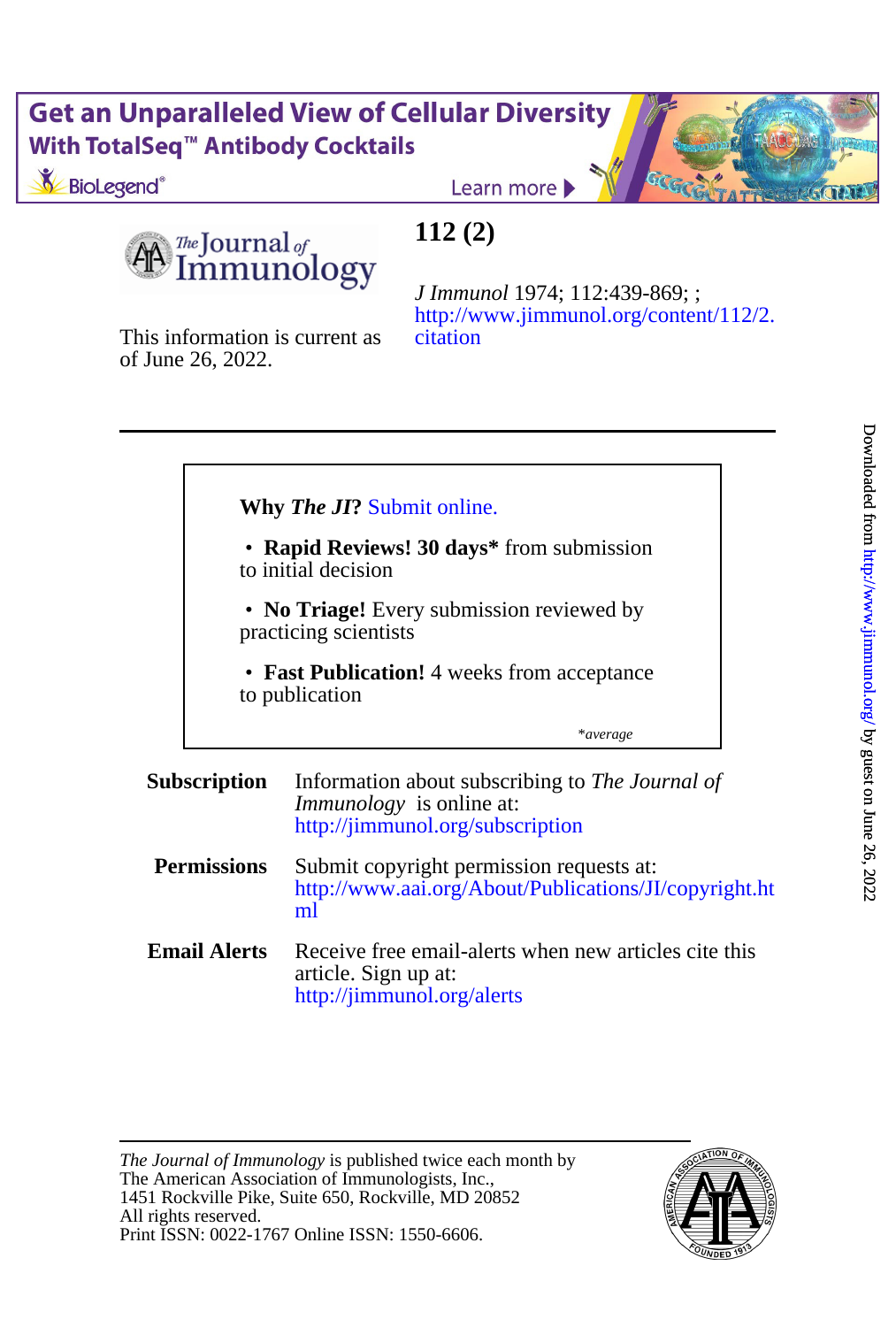Get an Unparalleled View of Cellular Diversity
With TotalSeq™ Antibody Cocktails

BioLegend®

Learn more

The Journal of Immunology

# 112 (2)

*J Immunol* 1974; 112:439-869; ;
http://www.jimmunol.org/content/112/2.citation

This information is current as of June 26, 2022.

---

**Why *The JI*?** Submit online.

- **Rapid Reviews! 30 days*** from submission to initial decision
- **No Triage!** Every submission reviewed by practicing scientists
- **Fast Publication!** 4 weeks from acceptance to publication

*\*average*

**Subscription** Information about subscribing to *The Journal of Immunology* is online at:
http://jimmunol.org/subscription

**Permissions** Submit copyright permission requests at:
http://www.aai.org/About/Publications/JI/copyright.html

**Email Alerts** Receive free email-alerts when new articles cite this article. Sign up at:
http://jimmunol.org/alerts

Downloaded from http://www.jimmunol.org/ by guest on June 26, 2022

---

*The Journal of Immunology* is published twice each month by
The American Association of Immunologists, Inc.,
1451 Rockville Pike, Suite 650, Rockville, MD 20852
All rights reserved.
Print ISSN: 0022-1767 Online ISSN: 1550-6606.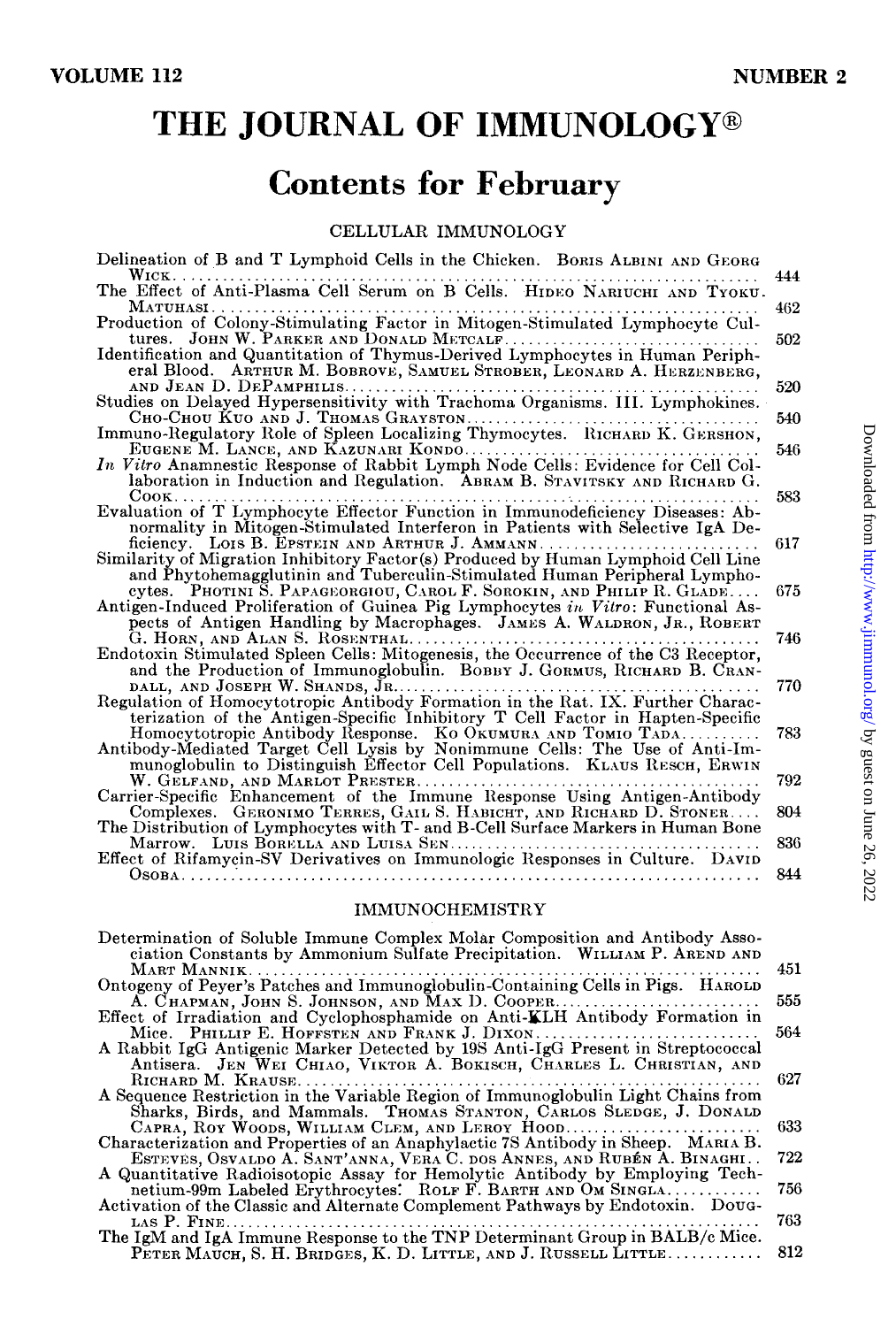VOLUME 112 NUMBER 2

# THE JOURNAL OF IMMUNOLOGY®

## Contents for February

### CELLULAR IMMUNOLOGY

Delineation of B and T Lymphoid Cells in the Chicken. BORIS ALBINI AND GEORG WICK .......... 444

The Effect of Anti-Plasma Cell Serum on B Cells. HIDEO NARIUCHI AND TYOKU MATUHASI .......... 462

Production of Colony-Stimulating Factor in Mitogen-Stimulated Lymphocyte Cultures. JOHN W. PARKER AND DONALD METCALF .......... 502

Identification and Quantitation of Thymus-Derived Lymphocytes in Human Peripheral Blood. ARTHUR M. BOBROVE, SAMUEL STROBER, LEONARD A. HERZENBERG, AND JEAN D. DEPAMPHILIS .......... 520

Studies on Delayed Hypersensitivity with Trachoma Organisms. III. Lymphokines. CHO-CHOU KUO AND J. THOMAS GRAYSTON .......... 540

Immuno-Regulatory Role of Spleen Localizing Thymocytes. RICHARD K. GERSHON, EUGENE M. LANCE, AND KAZUNARI KONDO .......... 546

*In Vitro* Anamnestic Response of Rabbit Lymph Node Cells: Evidence for Cell Collaboration in Induction and Regulation. ABRAM B. STAVITSKY AND RICHARD G. COOK .......... 583

Evaluation of T Lymphocyte Effector Function in Immunodeficiency Diseases: Abnormality in Mitogen-Stimulated Interferon in Patients with Selective IgA Deficiency. LOIS B. EPSTEIN AND ARTHUR J. AMMANN .......... 617

Similarity of Migration Inhibitory Factor(s) Produced by Human Lymphoid Cell Line and Phytohemagglutinin and Tuberculin-Stimulated Human Peripheral Lymphocytes. PHOTINI S. PAPAGEORGIOU, CAROL F. SOROKIN, AND PHILIP R. GLADE .... 675

Antigen-Induced Proliferation of Guinea Pig Lymphocytes *in Vitro*: Functional Aspects of Antigen Handling by Macrophages. JAMES A. WALDRON, JR., ROBERT G. HORN, AND ALAN S. ROSENTHAL .......... 746

Endotoxin Stimulated Spleen Cells: Mitogenesis, the Occurrence of the C3 Receptor, and the Production of Immunoglobulin. BOBBY J. GORMUS, RICHARD B. CRANDALL, AND JOSEPH W. SHANDS, JR. .......... 770

Regulation of Homocytotropic Antibody Formation in the Rat. IX. Further Characterization of the Antigen-Specific Inhibitory T Cell Factor in Hapten-Specific Homocytotropic Antibody Response. KO OKUMURA AND TOMIO TADA .......... 783

Antibody-Mediated Target Cell Lysis by Nonimmune Cells: The Use of Anti-Immunoglobulin to Distinguish Effector Cell Populations. KLAUS RESCH, ERWIN W. GELFAND, AND MARLOT PRESTER .......... 792

Carrier-Specific Enhancement of the Immune Response Using Antigen-Antibody Complexes. GERONIMO TERRES, GAIL S. HABICHT, AND RICHARD D. STONER .... 804

The Distribution of Lymphocytes with T- and B-Cell Surface Markers in Human Bone Marrow. LUIS BORELLA AND LUISA SEN .......... 836

Effect of Rifamycin-SV Derivatives on Immunologic Responses in Culture. DAVID OSOBA .......... 844

### IMMUNOCHEMISTRY

Determination of Soluble Immune Complex Molar Composition and Antibody Association Constants by Ammonium Sulfate Precipitation. WILLIAM P. AREND AND MART MANNIK .......... 451

Ontogeny of Peyer's Patches and Immunoglobulin-Containing Cells in Pigs. HAROLD A. CHAPMAN, JOHN S. JOHNSON, AND MAX D. COOPER .......... 555

Effect of Irradiation and Cyclophosphamide on Anti-KLH Antibody Formation in Mice. PHILLIP E. HOFFSTEN AND FRANK J. DIXON .......... 564

A Rabbit IgG Antigenic Marker Detected by 19S Anti-IgG Present in Streptococcal Antisera. JEN WEI CHIAO, VIKTOR A. BOKISCH, CHARLES L. CHRISTIAN, AND RICHARD M. KRAUSE .......... 627

A Sequence Restriction in the Variable Region of Immunoglobulin Light Chains from Sharks, Birds, and Mammals. THOMAS STANTON, CARLOS SLEDGE, J. DONALD CAPRA, ROY WOODS, WILLIAM CLEM, AND LEROY HOOD .......... 633

Characterization and Properties of an Anaphylactic 7S Antibody in Sheep. MARIA B. ESTEVES, OSVALDO A. SANT'ANNA, VERA C. DOS ANNES, AND RUBÉN A. BINAGHI .. 722

A Quantitative Radioisotopic Assay for Hemolytic Antibody by Employing Technetium-99m Labeled Erythrocytes. ROLF F. BARTH AND OM SINGLA .......... 756

Activation of the Classic and Alternate Complement Pathways by Endotoxin. DOUGLAS P. FINE .......... 763

The IgM and IgA Immune Response to the TNP Determinant Group in BALB/c Mice. PETER MAUCH, S. H. BRIDGES, K. D. LITTLE, AND J. RUSSELL LITTLE .......... 812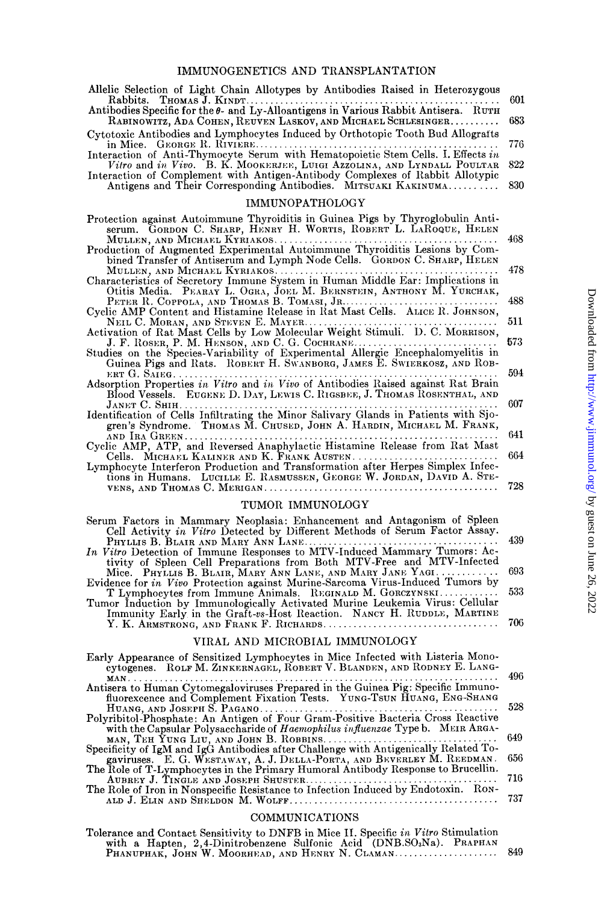## IMMUNOGENETICS AND TRANSPLANTATION

Allelic Selection of Light Chain Allotypes by Antibodies Raised in Heterozygous Rabbits. THOMAS J. KINDT .......... 601

Antibodies Specific for the θ- and Ly-Alloantigens in Various Rabbit Antisera. RUTH RABINOWITZ, ADA COHEN, REUVEN LASKOV, AND MICHAEL SCHLESINGER .......... 683

Cytotoxic Antibodies and Lymphocytes Induced by Orthotopic Tooth Bud Allografts in Mice. GEORGE R. RIVIERE .......... 776

Interaction of Anti-Thymocyte Serum with Hematopoietic Stem Cells. I. Effects *in Vitro* and *in Vivo*. B. K. MOOKERJEE, LUIGI AZZOLINA, AND LYNDALL POULTAR 822

Interaction of Complement with Antigen-Antibody Complexes of Rabbit Allotypic Antigens and Their Corresponding Antibodies. MITSUAKI KAKINUMA .......... 830

## IMMUNOPATHOLOGY

Protection against Autoimmune Thyroiditis in Guinea Pigs by Thyroglobulin Antiserum. GORDON C. SHARP, HENRY H. WORTIS, ROBERT L. LAROQUE, HELEN MULLEN, AND MICHAEL KYRIAKOS .......... 468

Production of Augmented Experimental Autoimmune Thyroiditis Lesions by Combined Transfer of Antiserum and Lymph Node Cells. GORDON C. SHARP, HELEN MULLEN, AND MICHAEL KYRIAKOS .......... 478

Characteristics of Secretory Immune System in Human Middle Ear: Implications in Otitis Media. PEARAY L. OGRA, JOEL M. BERNSTEIN, ANTHONY M. YURCHAK, PETER R. COPPOLA, AND THOMAS B. TOMASI, JR. .......... 488

Cyclic AMP Content and Histamine Release in Rat Mast Cells. ALICE R. JOHNSON, NEIL C. MORAN, AND STEVEN E. MAYER .......... 511

Activation of Rat Mast Cells by Low Molecular Weight Stimuli. D. C. MORRISON, J. F. ROSER, P. M. HENSON, AND C. G. COCHRANE .......... 573

Studies on the Species-Variability of Experimental Allergic Encephalomyelitis in Guinea Pigs and Rats. ROBERT H. SWANBORG, JAMES E. SWIERKOSZ, AND ROBERT G. SAIEG .......... 594

Adsorption Properties *in Vitro* and *in Vivo* of Antibodies Raised against Rat Brain Blood Vessels. EUGENE D. DAY, LEWIS C. RIGSBEE, J. THOMAS ROSENTHAL, AND JANET C. SHIH .......... 607

Identification of Cells Infiltrating the Minor Salivary Glands in Patients with Sjogren's Syndrome. THOMAS M. CHUSED, JOHN A. HARDIN, MICHAEL M. FRANK, AND IRA GREEN .......... 641

Cyclic AMP, ATP, and Reversed Anaphylactic Histamine Release from Rat Mast Cells. MICHAEL KALINER AND K. FRANK AUSTEN .......... 664

Lymphocyte Interferon Production and Transformation after Herpes Simplex Infections in Humans. LUCILLE E. RASMUSSEN, GEORGE W. JORDAN, DAVID A. STEVENS, AND THOMAS C. MERIGAN .......... 728

## TUMOR IMMUNOLOGY

Serum Factors in Mammary Neoplasia: Enhancement and Antagonism of Spleen Cell Activity *in Vitro* Detected by Different Methods of Serum Factor Assay. PHYLLIS B. BLAIR AND MARY ANN LANE .......... 439

*In Vitro* Detection of Immune Responses to MTV-Induced Mammary Tumors: Activity of Spleen Cell Preparations from Both MTV-Free and MTV-Infected Mice. PHYLLIS B. BLAIR, MARY ANN LANE, AND MARY JANE YAGI .......... 693

Evidence for *in Vivo* Protection against Murine-Sarcoma Virus-Induced Tumors by T Lymphocytes from Immune Animals. REGINALD M. GORCZYNSKI .......... 533

Tumor Induction by Immunologically Activated Murine Leukemia Virus: Cellular Immunity Early in the Graft-*vs*-Host Reaction. NANCY H. RUDDLE, MARTINE Y. K. ARMSTRONG, AND FRANK F. RICHARDS .......... 706

## VIRAL AND MICROBIAL IMMUNOLOGY

Early Appearance of Sensitized Lymphocytes in Mice Infected with Listeria Monocytogenes. ROLF M. ZINKERNAGEL, ROBERT V. BLANDEN, AND RODNEY E. LANGMAN .......... 496

Antisera to Human Cytomegaloviruses Prepared in the Guinea Pig: Specific Immunofluorexcence and Complement Fixation Tests. YUNG-TSUN HUANG, ENG-SHANG HUANG, AND JOSEPH S. PAGANO .......... 528

Polyribitol-Phosphate: An Antigen of Four Gram-Positive Bacteria Cross Reactive with the Capsular Polysaccharide of *Haemophilus influenzae* Type b. MEIR ARGAMAN, TEH YUNG LIU, AND JOHN B. ROBBINS .......... 649

Specificity of IgM and IgG Antibodies after Challenge with Antigenically Related Togaviruses. E. G. WESTAWAY, A. J. DELLA-PORTA, AND BEVERLEY M. REEDMAN. 656

The Role of T-Lymphocytes in the Primary Humoral Antibody Response to Brucellin. AUBREY J. TINGLE AND JOSEPH SHUSTER .......... 716

The Role of Iron in Nonspecific Resistance to Infection Induced by Endotoxin. RONALD J. ELIN AND SHELDON M. WOLFF .......... 737

## COMMUNICATIONS

Tolerance and Contact Sensitivity to DNFB in Mice II. Specific *in Vitro* Stimulation with a Hapten, 2,4-Dinitrobenzene Sulfonic Acid ($DNB.SO_3Na$). PRAPHAN PHANUPHAK, JOHN W. MOORHEAD, AND HENRY N. CLAMAN .......... 849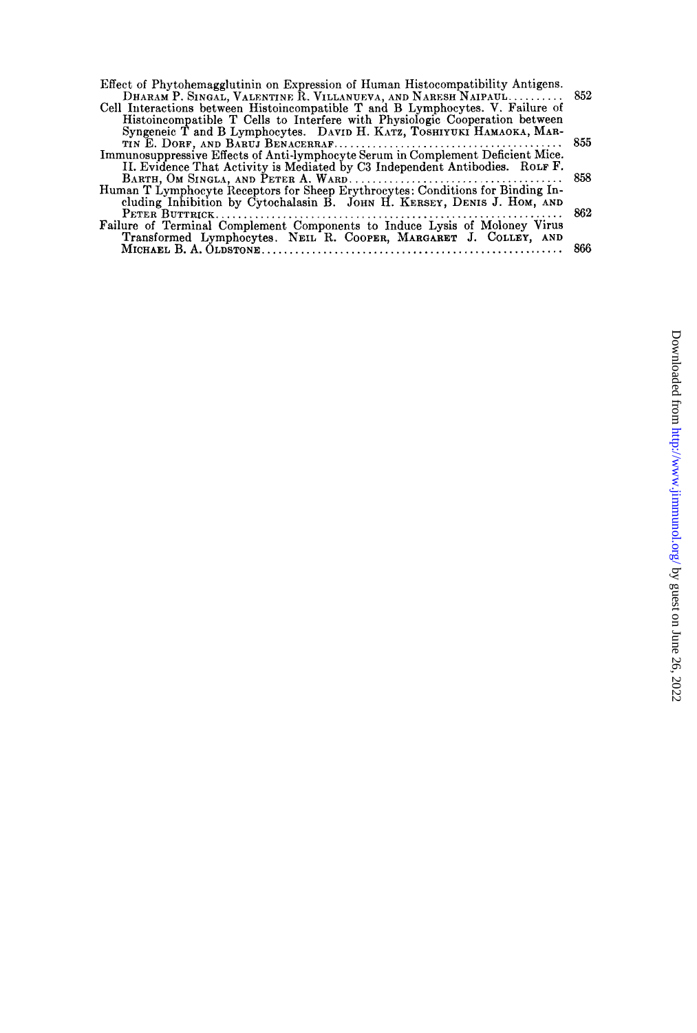Effect of Phytohemagglutinin on Expression of Human Histocompatibility Antigens. DHARAM P. SINGAL, VALENTINE R. VILLANUEVA, AND NARESH NAIPAUL .......... 852

Cell Interactions between Histoincompatible T and B Lymphocytes. V. Failure of Histoincompatible T Cells to Interfere with Physiologic Cooperation between Syngeneic T and B Lymphocytes. DAVID H. KATZ, TOSHIYUKI HAMAOKA, MARTIN E. DORF, AND BARUJ BENACERRAF .......... 855

Immunosuppressive Effects of Anti-lymphocyte Serum in Complement Deficient Mice. II. Evidence That Activity is Mediated by C3 Independent Antibodies. ROLF F. BARTH, OM SINGLA, AND PETER A. WARD .......... 858

Human T Lymphocyte Receptors for Sheep Erythrocytes: Conditions for Binding Including Inhibition by Cytochalasin B. JOHN H. KERSEY, DENIS J. HOM, AND PETER BUTTRICK .......... 862

Failure of Terminal Complement Components to Induce Lysis of Moloney Virus Transformed Lymphocytes. NEIL R. COOPER, MARGARET J. COLLEY, AND MICHAEL B. A. OLDSTONE .......... 866